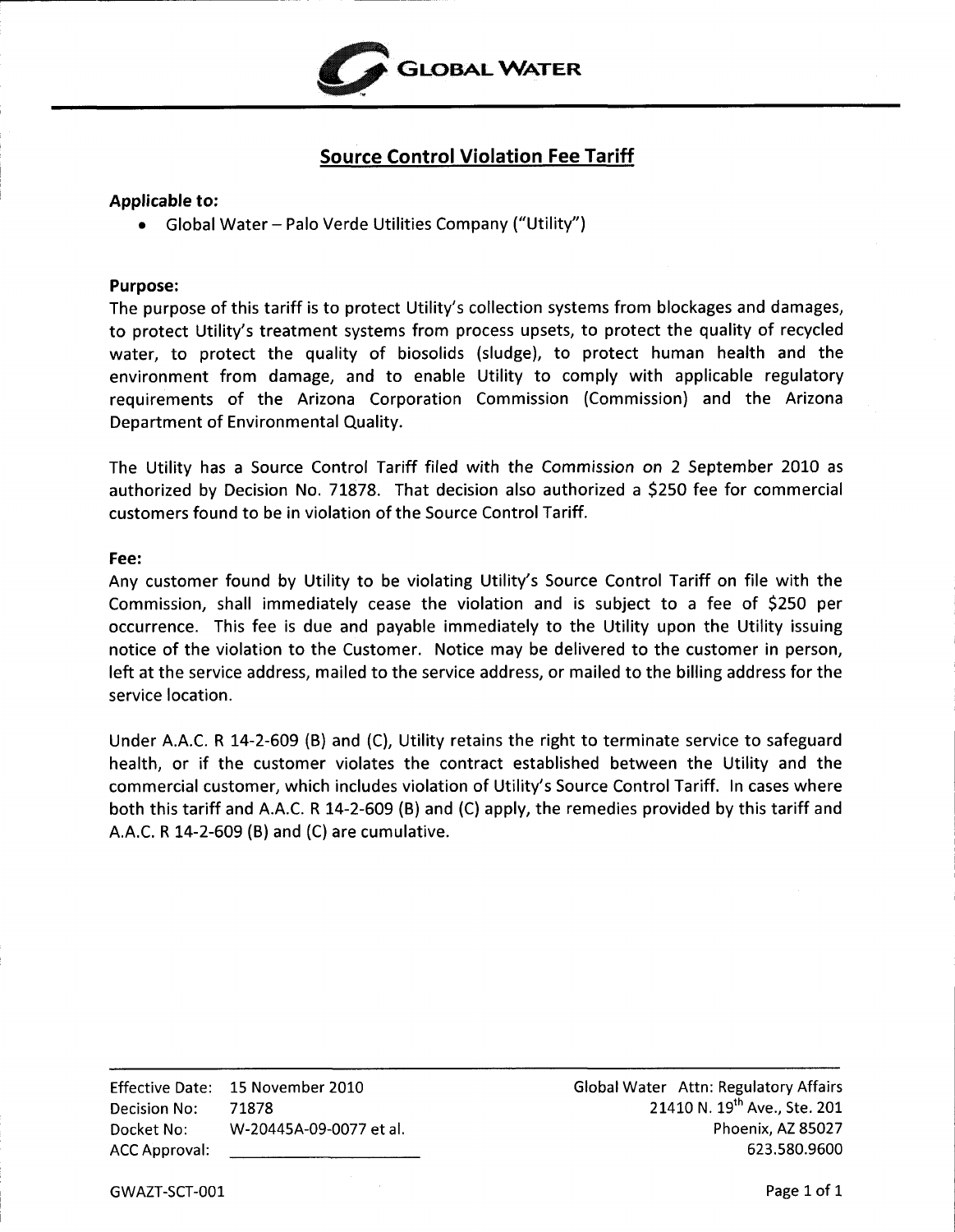GLOBAL WATER

# Source Control Violation Fee Tariff

**Applicable to:**

- Global Water – Palo Verde Utilities Company ("Utility")

**Purpose:**

The purpose of this tariff is to protect Utility's collection systems from blockages and damages, to protect Utility's treatment systems from process upsets, to protect the quality of recycled water, to protect the quality of biosolids (sludge), to protect human health and the environment from damage, and to enable Utility to comply with applicable regulatory requirements of the Arizona Corporation Commission (Commission) and the Arizona Department of Environmental Quality.

The Utility has a Source Control Tariff filed with the Commission on 2 September 2010 as authorized by Decision No. 71878. That decision also authorized a $250 fee for commercial customers found to be in violation of the Source Control Tariff.

**Fee:**

Any customer found by Utility to be violating Utility's Source Control Tariff on file with the Commission, shall immediately cease the violation and is subject to a fee of $250 per occurrence. This fee is due and payable immediately to the Utility upon the Utility issuing notice of the violation to the Customer. Notice may be delivered to the customer in person, left at the service address, mailed to the service address, or mailed to the billing address for the service location.

Under A.A.C. R 14-2-609 (B) and (C), Utility retains the right to terminate service to safeguard health, or if the customer violates the contract established between the Utility and the commercial customer, which includes violation of Utility's Source Control Tariff. In cases where both this tariff and A.A.C. R 14-2-609 (B) and (C) apply, the remedies provided by this tariff and A.A.C. R 14-2-609 (B) and (C) are cumulative.

Effective Date: 15 November 2010
Decision No: 71878
Docket No: W-20445A-09-0077 et al.
ACC Approval: ______________________

Global Water Attn: Regulatory Affairs
21410 N. 19th Ave., Ste. 201
Phoenix, AZ 85027
623.580.9600

GWAZT-SCT-001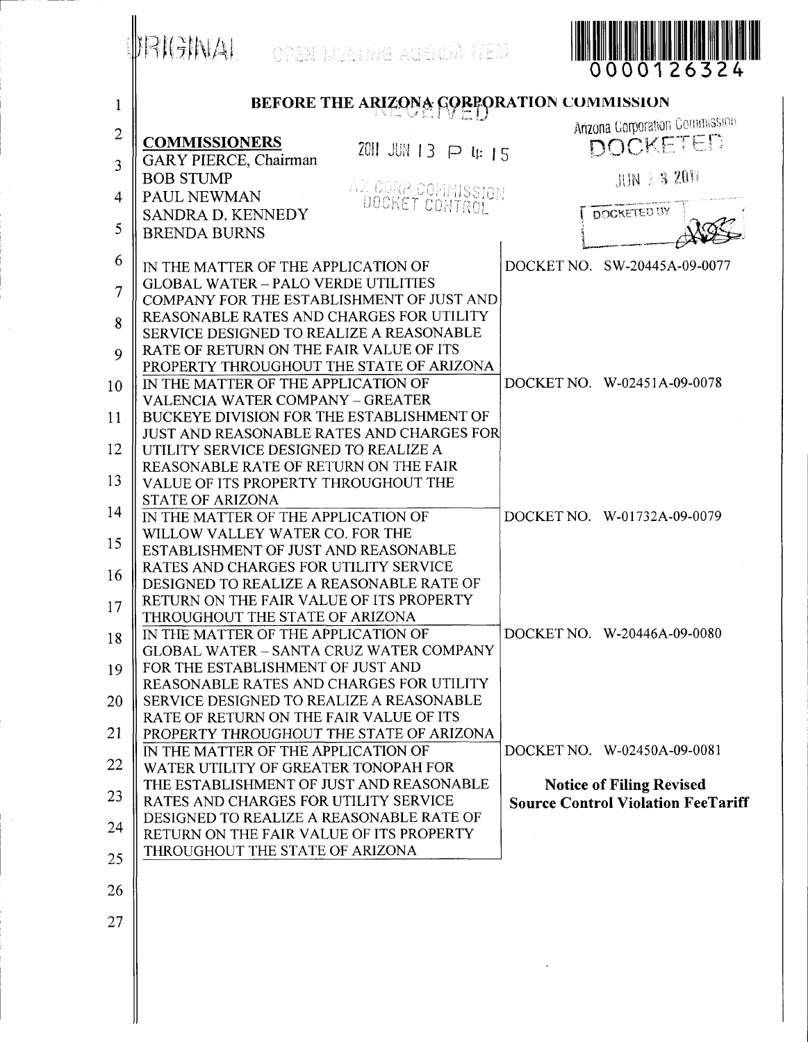ORIGINAL OPEN MEETING AGENDA ITEM

0000126324

**BEFORE THE ARIZONA CORPORATION COMMISSION**

RECEIVED

2011 JUN 13 P 4: 15

AZ CORP COMMISSION DOCKET CONTROL

Arizona Corporation Commission
DOCKETED
JUN 13 2011
DOCKETED BY

**COMMISSIONERS**
GARY PIERCE, Chairman
BOB STUMP
PAUL NEWMAN
SANDRA D. KENNEDY
BRENDA BURNS

| | |
|---|---|
| IN THE MATTER OF THE APPLICATION OF GLOBAL WATER – PALO VERDE UTILITIES COMPANY FOR THE ESTABLISHMENT OF JUST AND REASONABLE RATES AND CHARGES FOR UTILITY SERVICE DESIGNED TO REALIZE A REASONABLE RATE OF RETURN ON THE FAIR VALUE OF ITS PROPERTY THROUGHOUT THE STATE OF ARIZONA | DOCKET NO. SW-20445A-09-0077 |
| IN THE MATTER OF THE APPLICATION OF VALENCIA WATER COMPANY – GREATER BUCKEYE DIVISION FOR THE ESTABLISHMENT OF JUST AND REASONABLE RATES AND CHARGES FOR UTILITY SERVICE DESIGNED TO REALIZE A REASONABLE RATE OF RETURN ON THE FAIR VALUE OF ITS PROPERTY THROUGHOUT THE STATE OF ARIZONA | DOCKET NO. W-02451A-09-0078 |
| IN THE MATTER OF THE APPLICATION OF WILLOW VALLEY WATER CO. FOR THE ESTABLISHMENT OF JUST AND REASONABLE RATES AND CHARGES FOR UTILITY SERVICE DESIGNED TO REALIZE A REASONABLE RATE OF RETURN ON THE FAIR VALUE OF ITS PROPERTY THROUGHOUT THE STATE OF ARIZONA | DOCKET NO. W-01732A-09-0079 |
| IN THE MATTER OF THE APPLICATION OF GLOBAL WATER – SANTA CRUZ WATER COMPANY FOR THE ESTABLISHMENT OF JUST AND REASONABLE RATES AND CHARGES FOR UTILITY SERVICE DESIGNED TO REALIZE A REASONABLE RATE OF RETURN ON THE FAIR VALUE OF ITS PROPERTY THROUGHOUT THE STATE OF ARIZONA | DOCKET NO. W-20446A-09-0080 |
| IN THE MATTER OF THE APPLICATION OF WATER UTILITY OF GREATER TONOPAH FOR THE ESTABLISHMENT OF JUST AND REASONABLE RATES AND CHARGES FOR UTILITY SERVICE DESIGNED TO REALIZE A REASONABLE RATE OF RETURN ON THE FAIR VALUE OF ITS PROPERTY THROUGHOUT THE STATE OF ARIZONA | DOCKET NO. W-02450A-09-0081<br><br>**Notice of Filing Revised Source Control Violation FeeTariff** |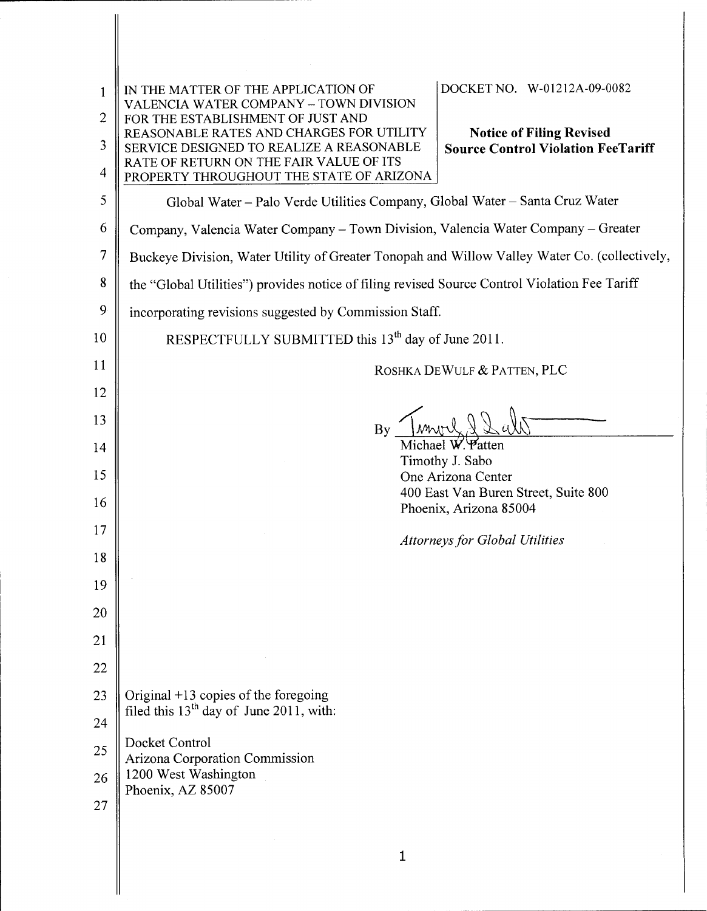IN THE MATTER OF THE APPLICATION OF VALENCIA WATER COMPANY – TOWN DIVISION FOR THE ESTABLISHMENT OF JUST AND REASONABLE RATES AND CHARGES FOR UTILITY SERVICE DESIGNED TO REALIZE A REASONABLE RATE OF RETURN ON THE FAIR VALUE OF ITS PROPERTY THROUGHOUT THE STATE OF ARIZONA

DOCKET NO. W-01212A-09-0082

**Notice of Filing Revised Source Control Violation FeeTariff**

Global Water – Palo Verde Utilities Company, Global Water – Santa Cruz Water Company, Valencia Water Company – Town Division, Valencia Water Company – Greater Buckeye Division, Water Utility of Greater Tonopah and Willow Valley Water Co. (collectively, the "Global Utilities") provides notice of filing revised Source Control Violation Fee Tariff incorporating revisions suggested by Commission Staff.

RESPECTFULLY SUBMITTED this 13th day of June 2011.

ROSHKA DEWULF & PATTEN, PLC

By ____________________
Michael W. Patten
Timothy J. Sabo
One Arizona Center
400 East Van Buren Street, Suite 800
Phoenix, Arizona 85004

*Attorneys for Global Utilities*

Original +13 copies of the foregoing filed this 13th day of June 2011, with:

Docket Control
Arizona Corporation Commission
1200 West Washington
Phoenix, AZ 85007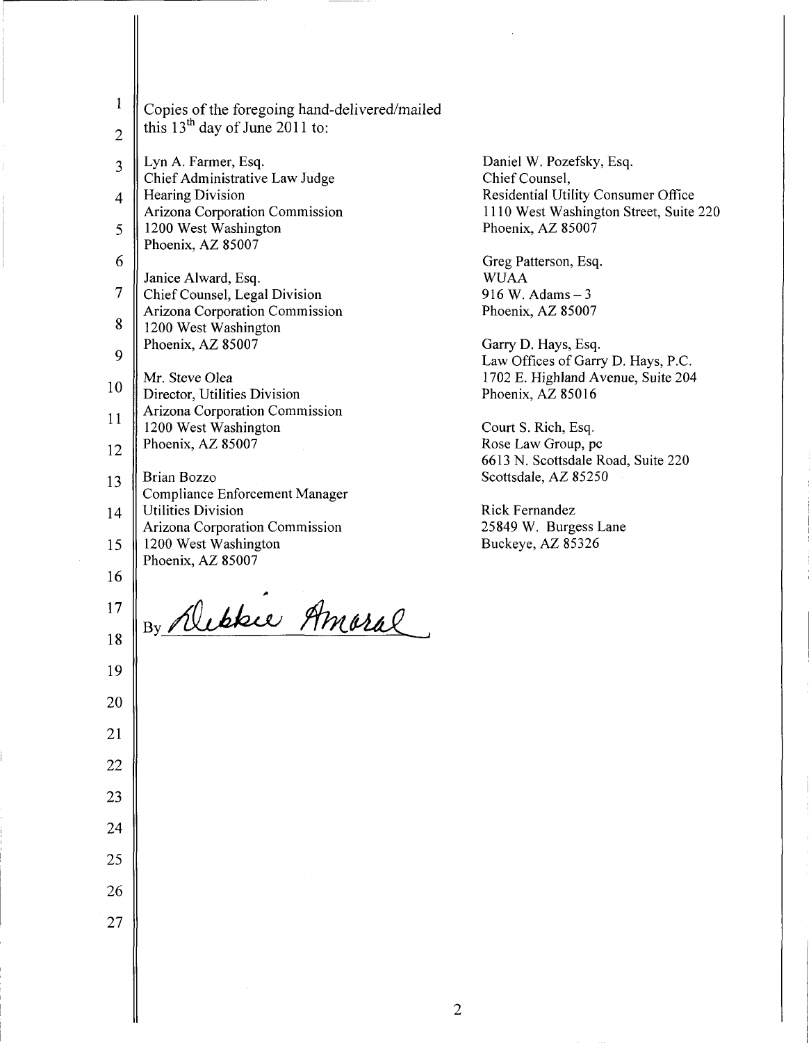Copies of the foregoing hand-delivered/mailed
this 13th day of June 2011 to:

Lyn A. Farmer, Esq.
Chief Administrative Law Judge
Hearing Division
Arizona Corporation Commission
1200 West Washington
Phoenix, AZ 85007

Janice Alward, Esq.
Chief Counsel, Legal Division
Arizona Corporation Commission
1200 West Washington
Phoenix, AZ 85007

Mr. Steve Olea
Director, Utilities Division
Arizona Corporation Commission
1200 West Washington
Phoenix, AZ 85007

Brian Bozzo
Compliance Enforcement Manager
Utilities Division
Arizona Corporation Commission
1200 West Washington
Phoenix, AZ 85007

Daniel W. Pozefsky, Esq.
Chief Counsel,
Residential Utility Consumer Office
1110 West Washington Street, Suite 220
Phoenix, AZ 85007

Greg Patterson, Esq.
WUAA
916 W. Adams – 3
Phoenix, AZ 85007

Garry D. Hays, Esq.
Law Offices of Garry D. Hays, P.C.
1702 E. Highland Avenue, Suite 204
Phoenix, AZ 85016

Court S. Rich, Esq.
Rose Law Group, pc
6613 N. Scottsdale Road, Suite 220
Scottsdale, AZ 85250

Rick Fernandez
25849 W. Burgess Lane
Buckeye, AZ 85326

By Debbie Amaral